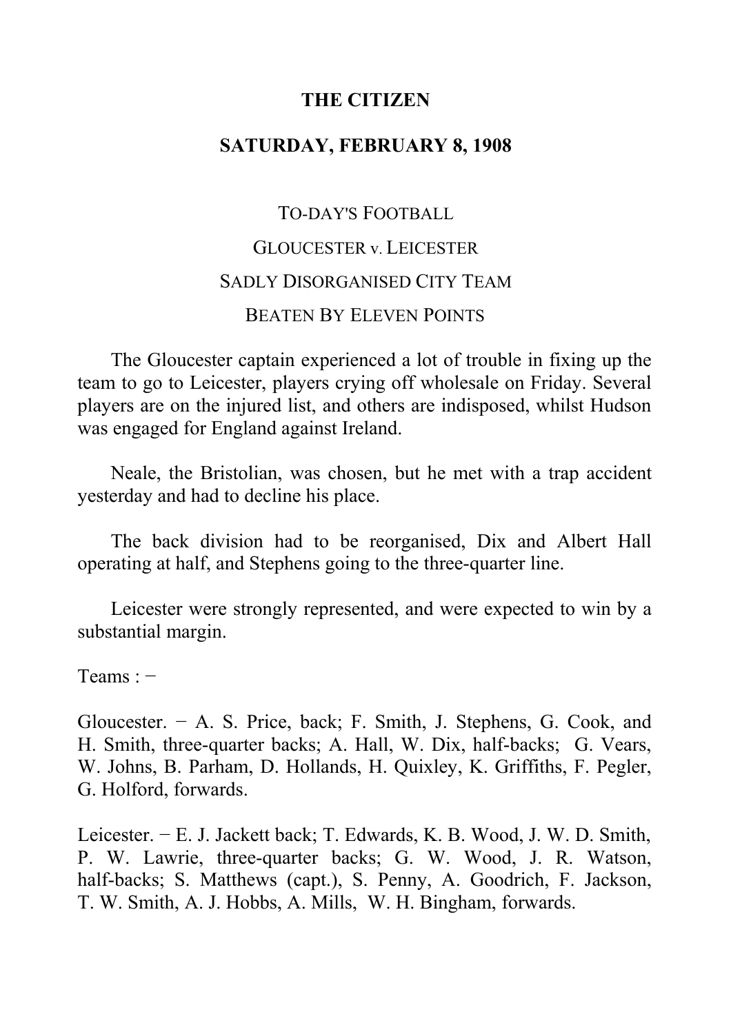# THE CITIZEN

## SATURDAY, FEBRUARY 8, 1908

### TO-DAY'S FOOTBALL

### GLOUCESTER v. LEICESTER

### SADLY DISORGANISED CITY TEAM

### BEATEN BY ELEVEN POINTS

The Gloucester captain experienced a lot of trouble in fixing up the team to go to Leicester, players crying off wholesale on Friday. Several players are on the injured list, and others are indisposed, whilst Hudson was engaged for England against Ireland.

Neale, the Bristolian, was chosen, but he met with a trap accident yesterday and had to decline his place.

The back division had to be reorganised, Dix and Albert Hall operating at half, and Stephens going to the three-quarter line.

Leicester were strongly represented, and were expected to win by a substantial margin.

Teams : −

Gloucester. − A. S. Price, back; F. Smith, J. Stephens, G. Cook, and H. Smith, three-quarter backs; A. Hall, W. Dix, half-backs; G. Vears, W. Johns, B. Parham, D. Hollands, H. Quixley, K. Griffiths, F. Pegler, G. Holford, forwards.

Leicester. − E. J. Jackett back; T. Edwards, K. B. Wood, J. W. D. Smith, P. W. Lawrie, three-quarter backs; G. W. Wood, J. R. Watson, half-backs; S. Matthews (capt.), S. Penny, A. Goodrich, F. Jackson, T. W. Smith, A. J. Hobbs, A. Mills, W. H. Bingham, forwards.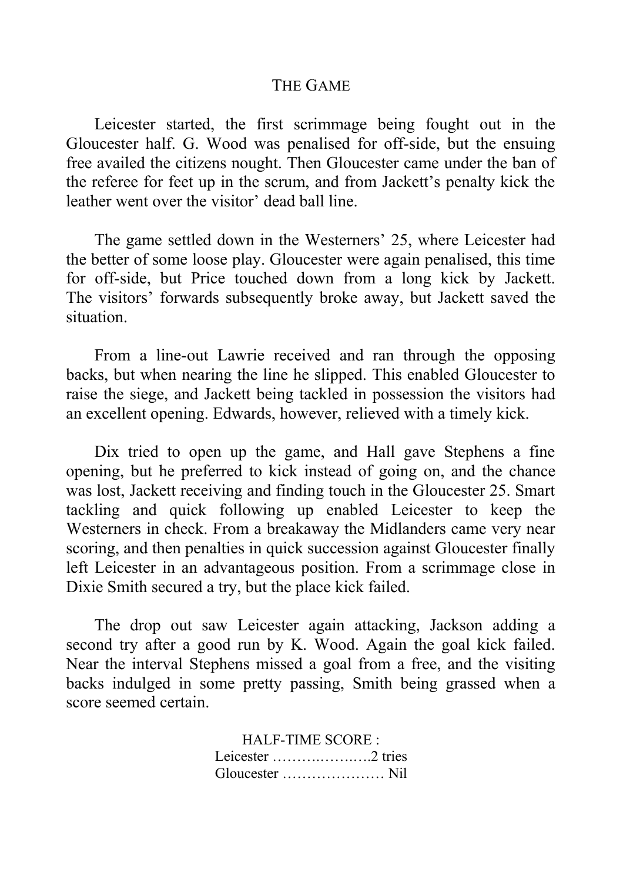## The Game

Leicester started, the first scrimmage being fought out in the Gloucester half. G. Wood was penalised for off-side, but the ensuing free availed the citizens nought. Then Gloucester came under the ban of the referee for feet up in the scrum, and from Jackett's penalty kick the leather went over the visitor' dead ball line.

The game settled down in the Westerners' 25, where Leicester had the better of some loose play. Gloucester were again penalised, this time for off-side, but Price touched down from a long kick by Jackett. The visitors' forwards subsequently broke away, but Jackett saved the situation.

From a line-out Lawrie received and ran through the opposing backs, but when nearing the line he slipped. This enabled Gloucester to raise the siege, and Jackett being tackled in possession the visitors had an excellent opening. Edwards, however, relieved with a timely kick.

Dix tried to open up the game, and Hall gave Stephens a fine opening, but he preferred to kick instead of going on, and the chance was lost, Jackett receiving and finding touch in the Gloucester 25. Smart tackling and quick following up enabled Leicester to keep the Westerners in check. From a breakaway the Midlanders came very near scoring, and then penalties in quick succession against Gloucester finally left Leicester in an advantageous position. From a scrimmage close in Dixie Smith secured a try, but the place kick failed.

The drop out saw Leicester again attacking, Jackson adding a second try after a good run by K. Wood. Again the goal kick failed. Near the interval Stephens missed a goal from a free, and the visiting backs indulged in some pretty passing, Smith being grassed when a score seemed certain.

HALF-TIME SCORE :
Leicester ……….…….….2 tries
Gloucester ………………… Nil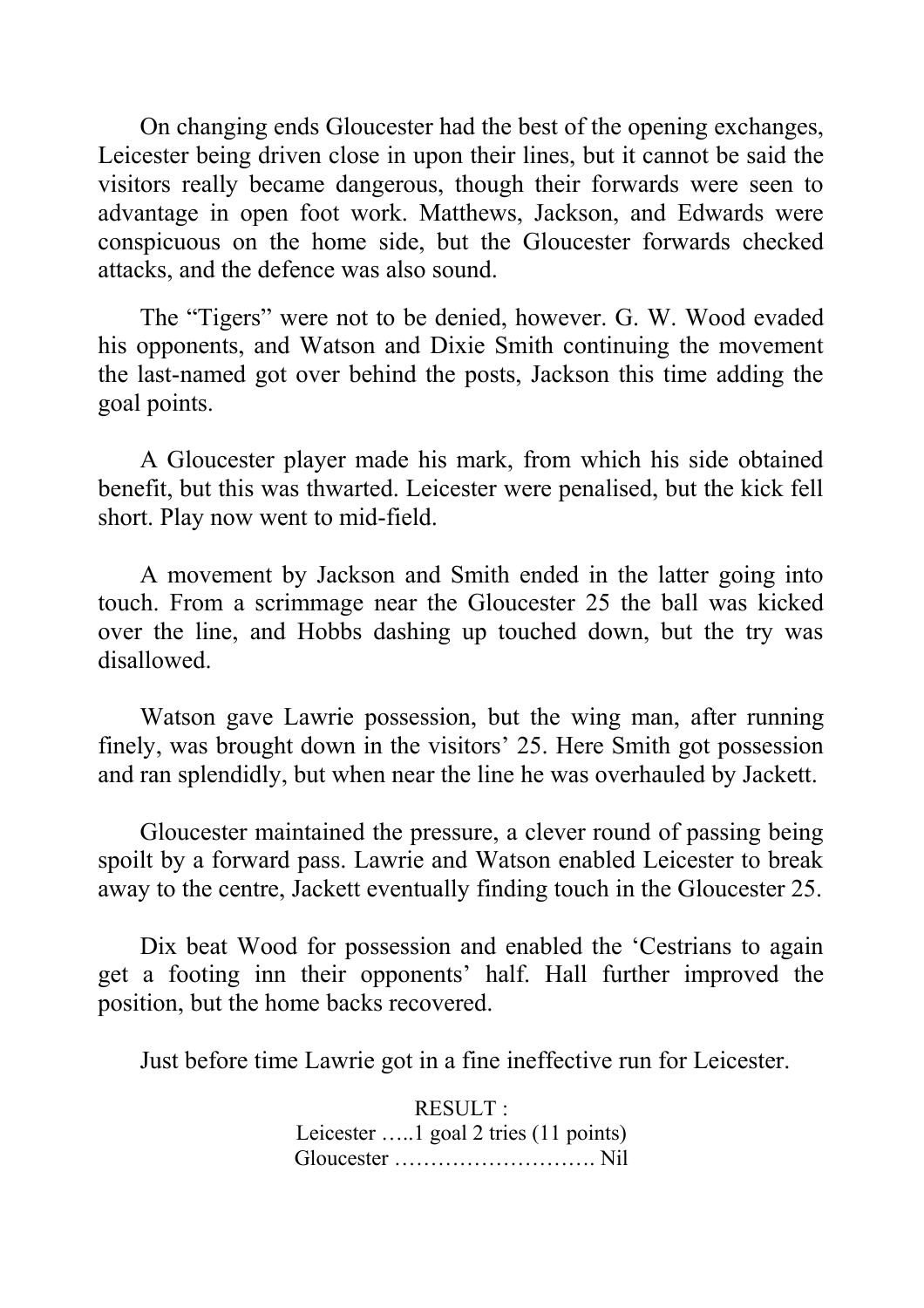On changing ends Gloucester had the best of the opening exchanges, Leicester being driven close in upon their lines, but it cannot be said the visitors really became dangerous, though their forwards were seen to advantage in open foot work. Matthews, Jackson, and Edwards were conspicuous on the home side, but the Gloucester forwards checked attacks, and the defence was also sound.

The "Tigers" were not to be denied, however. G. W. Wood evaded his opponents, and Watson and Dixie Smith continuing the movement the last-named got over behind the posts, Jackson this time adding the goal points.

A Gloucester player made his mark, from which his side obtained benefit, but this was thwarted. Leicester were penalised, but the kick fell short. Play now went to mid-field.

A movement by Jackson and Smith ended in the latter going into touch. From a scrimmage near the Gloucester 25 the ball was kicked over the line, and Hobbs dashing up touched down, but the try was disallowed.

Watson gave Lawrie possession, but the wing man, after running finely, was brought down in the visitors' 25. Here Smith got possession and ran splendidly, but when near the line he was overhauled by Jackett.

Gloucester maintained the pressure, a clever round of passing being spoilt by a forward pass. Lawrie and Watson enabled Leicester to break away to the centre, Jackett eventually finding touch in the Gloucester 25.

Dix beat Wood for possession and enabled the 'Cestrians to again get a footing inn their opponents' half. Hall further improved the position, but the home backs recovered.

Just before time Lawrie got in a fine ineffective run for Leicester.

RESULT :
Leicester …..1 goal 2 tries (11 points)
Gloucester ………………………. Nil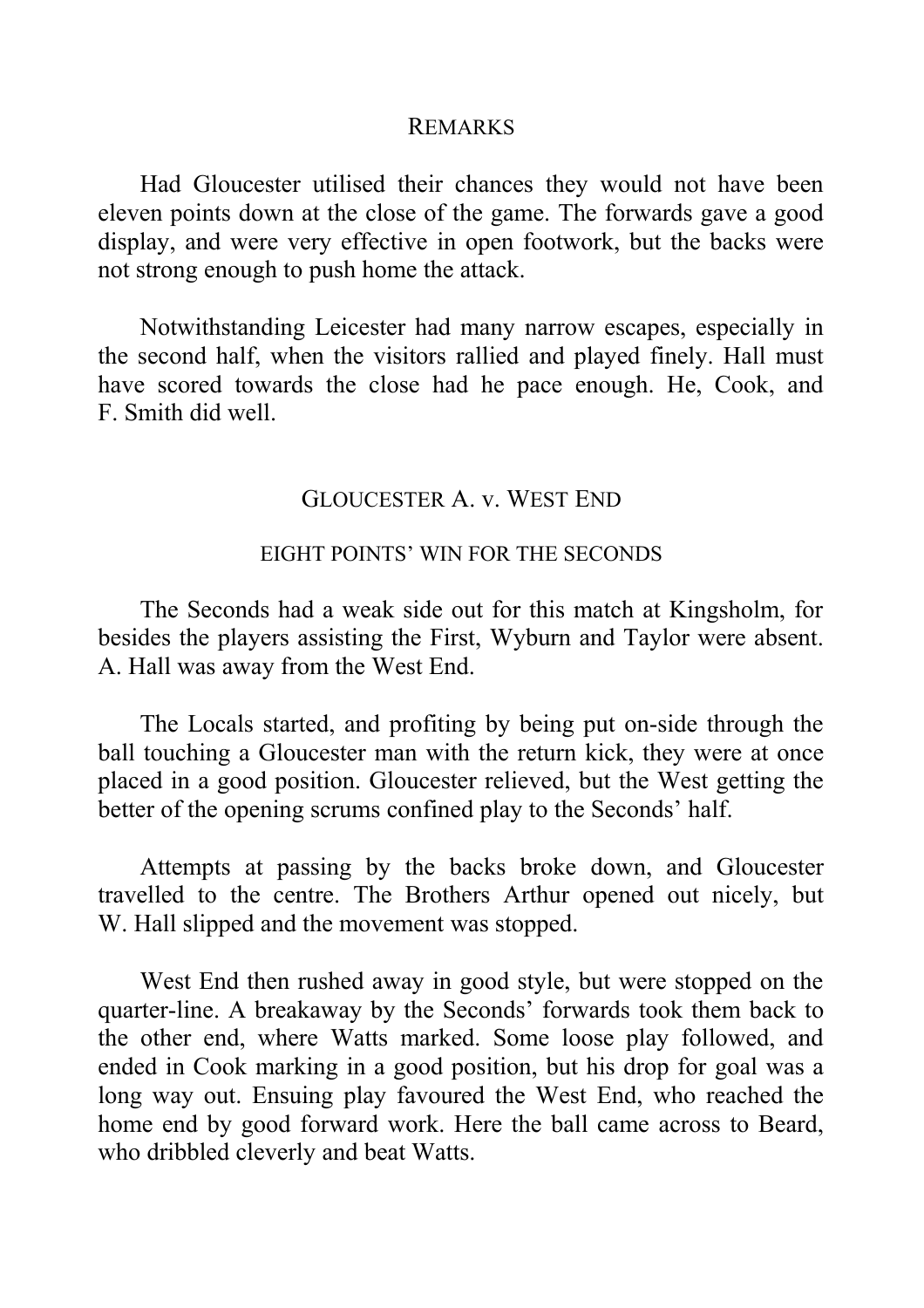## REMARKS

Had Gloucester utilised their chances they would not have been eleven points down at the close of the game. The forwards gave a good display, and were very effective in open footwork, but the backs were not strong enough to push home the attack.

Notwithstanding Leicester had many narrow escapes, especially in the second half, when the visitors rallied and played finely. Hall must have scored towards the close had he pace enough. He, Cook, and F. Smith did well.

## GLOUCESTER A. v. WEST END

### EIGHT POINTS' WIN FOR THE SECONDS

The Seconds had a weak side out for this match at Kingsholm, for besides the players assisting the First, Wyburn and Taylor were absent. A. Hall was away from the West End.

The Locals started, and profiting by being put on-side through the ball touching a Gloucester man with the return kick, they were at once placed in a good position. Gloucester relieved, but the West getting the better of the opening scrums confined play to the Seconds' half.

Attempts at passing by the backs broke down, and Gloucester travelled to the centre. The Brothers Arthur opened out nicely, but W. Hall slipped and the movement was stopped.

West End then rushed away in good style, but were stopped on the quarter-line. A breakaway by the Seconds' forwards took them back to the other end, where Watts marked. Some loose play followed, and ended in Cook marking in a good position, but his drop for goal was a long way out. Ensuing play favoured the West End, who reached the home end by good forward work. Here the ball came across to Beard, who dribbled cleverly and beat Watts.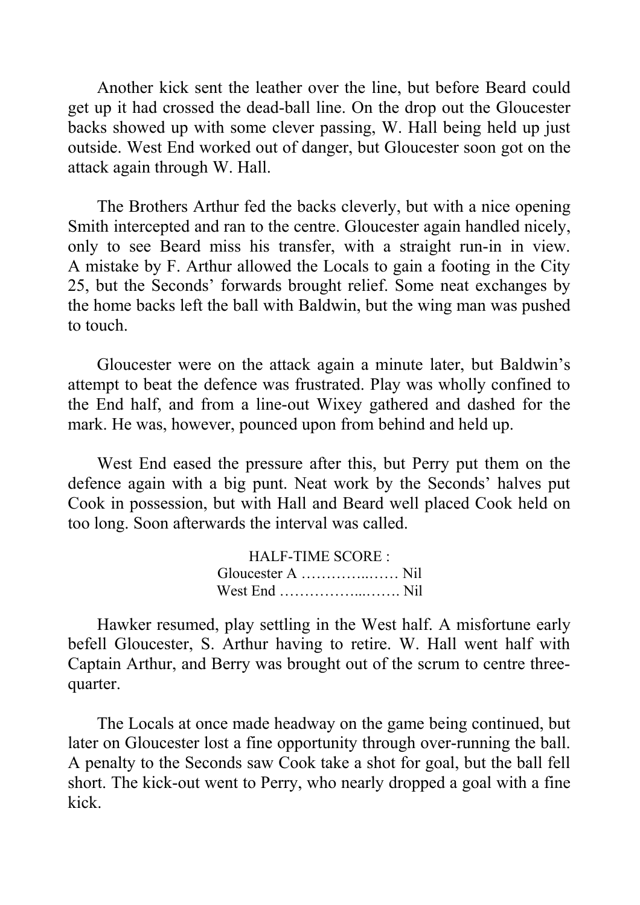Another kick sent the leather over the line, but before Beard could get up it had crossed the dead-ball line. On the drop out the Gloucester backs showed up with some clever passing, W. Hall being held up just outside. West End worked out of danger, but Gloucester soon got on the attack again through W. Hall.

The Brothers Arthur fed the backs cleverly, but with a nice opening Smith intercepted and ran to the centre. Gloucester again handled nicely, only to see Beard miss his transfer, with a straight run-in in view. A mistake by F. Arthur allowed the Locals to gain a footing in the City 25, but the Seconds' forwards brought relief. Some neat exchanges by the home backs left the ball with Baldwin, but the wing man was pushed to touch.

Gloucester were on the attack again a minute later, but Baldwin's attempt to beat the defence was frustrated. Play was wholly confined to the End half, and from a line-out Wixey gathered and dashed for the mark. He was, however, pounced upon from behind and held up.

West End eased the pressure after this, but Perry put them on the defence again with a big punt. Neat work by the Seconds' halves put Cook in possession, but with Hall and Beard well placed Cook held on too long. Soon afterwards the interval was called.

HALF-TIME SCORE :
Gloucester A …………..…… Nil
West End ……………...……. Nil

Hawker resumed, play settling in the West half. A misfortune early befell Gloucester, S. Arthur having to retire. W. Hall went half with Captain Arthur, and Berry was brought out of the scrum to centre three-quarter.

The Locals at once made headway on the game being continued, but later on Gloucester lost a fine opportunity through over-running the ball. A penalty to the Seconds saw Cook take a shot for goal, but the ball fell short. The kick-out went to Perry, who nearly dropped a goal with a fine kick.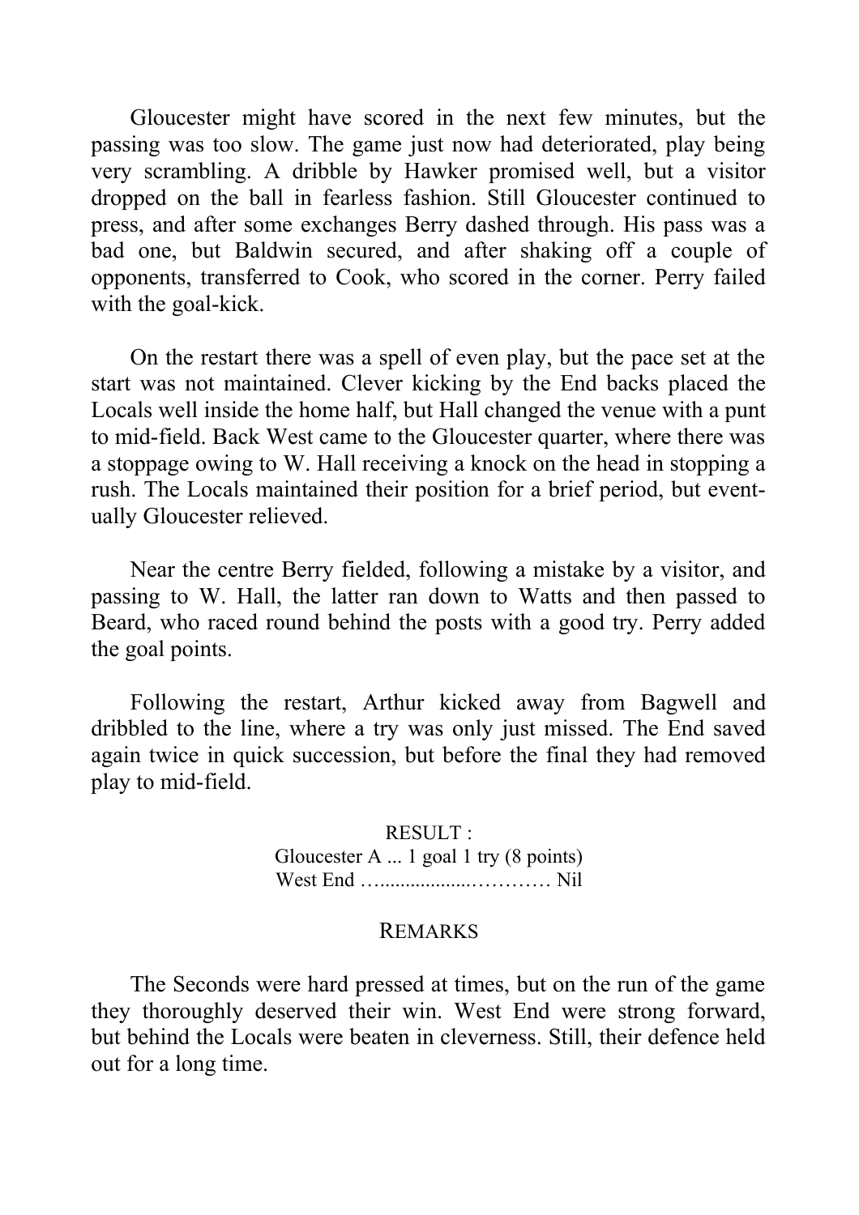Gloucester might have scored in the next few minutes, but the passing was too slow. The game just now had deteriorated, play being very scrambling. A dribble by Hawker promised well, but a visitor dropped on the ball in fearless fashion. Still Gloucester continued to press, and after some exchanges Berry dashed through. His pass was a bad one, but Baldwin secured, and after shaking off a couple of opponents, transferred to Cook, who scored in the corner. Perry failed with the goal-kick.

On the restart there was a spell of even play, but the pace set at the start was not maintained. Clever kicking by the End backs placed the Locals well inside the home half, but Hall changed the venue with a punt to mid-field. Back West came to the Gloucester quarter, where there was a stoppage owing to W. Hall receiving a knock on the head in stopping a rush. The Locals maintained their position for a brief period, but eventually Gloucester relieved.

Near the centre Berry fielded, following a mistake by a visitor, and passing to W. Hall, the latter ran down to Watts and then passed to Beard, who raced round behind the posts with a good try. Perry added the goal points.

Following the restart, Arthur kicked away from Bagwell and dribbled to the line, where a try was only just missed. The End saved again twice in quick succession, but before the final they had removed play to mid-field.

RESULT :
Gloucester A ... 1 goal 1 try (8 points)
West End …...................………… Nil

REMARKS

The Seconds were hard pressed at times, but on the run of the game they thoroughly deserved their win. West End were strong forward, but behind the Locals were beaten in cleverness. Still, their defence held out for a long time.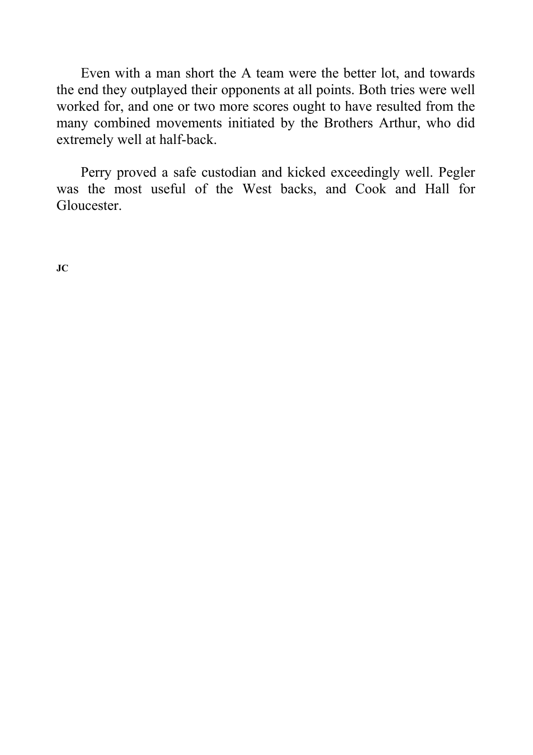Even with a man short the A team were the better lot, and towards the end they outplayed their opponents at all points. Both tries were well worked for, and one or two more scores ought to have resulted from the many combined movements initiated by the Brothers Arthur, who did extremely well at half-back.

Perry proved a safe custodian and kicked exceedingly well. Pegler was the most useful of the West backs, and Cook and Hall for Gloucester.

**JC**